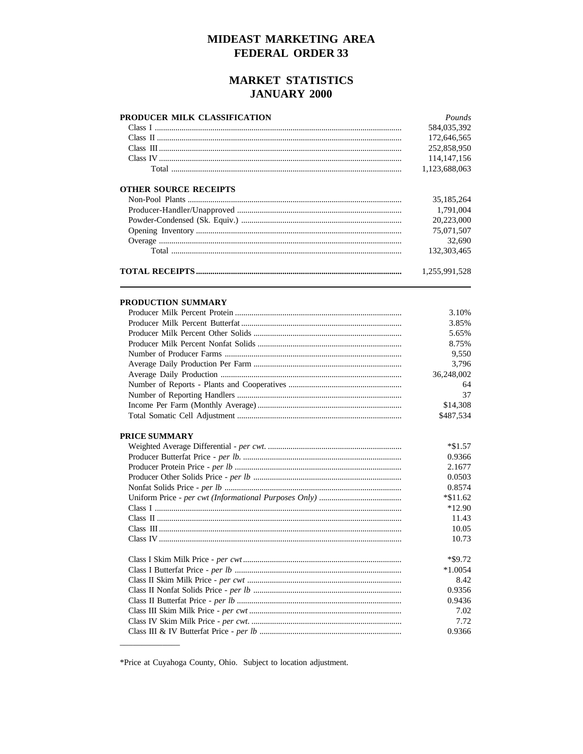# MIDEAST MARKETING AREA
# FEDERAL ORDER 33

## MARKET STATISTICS
## JANUARY 2000

| PRODUCER MILK CLASSIFICATION | *Pounds* |
|---|---|
| Class I | 584,035,392 |
| Class II | 172,646,565 |
| Class III | 252,858,950 |
| Class IV | 114,147,156 |
| Total | 1,123,688,063 |

| OTHER SOURCE RECEIPTS | |
|---|---|
| Non-Pool Plants | 35,185,264 |
| Producer-Handler/Unapproved | 1,791,004 |
| Powder-Condensed (Sk. Equiv.) | 20,223,000 |
| Opening Inventory | 75,071,507 |
| Overage | 32,690 |
| Total | 132,303,465 |

| **TOTAL RECEIPTS** | 1,255,991,528 |
|---|---|

| PRODUCTION SUMMARY | |
|---|---|
| Producer Milk Percent Protein | 3.10% |
| Producer Milk Percent Butterfat | 3.85% |
| Producer Milk Percent Other Solids | 5.65% |
| Producer Milk Percent Nonfat Solids | 8.75% |
| Number of Producer Farms | 9,550 |
| Average Daily Production Per Farm | 3,796 |
| Average Daily Production | 36,248,002 |
| Number of Reports - Plants and Cooperatives | 64 |
| Number of Reporting Handlers | 37 |
| Income Per Farm (Monthly Average) | $14,308 |
| Total Somatic Cell Adjustment | $487,534 |

| PRICE SUMMARY | |
|---|---|
| Weighted Average Differential - *per cwt.* | *$1.57 |
| Producer Butterfat Price - *per lb.* | 0.9366 |
| Producer Protein Price - *per lb* | 2.1677 |
| Producer Other Solids Price - *per lb* | 0.0503 |
| Nonfat Solids Price - *per lb* | 0.8574 |
| Uniform Price - *per cwt (Informational Purposes Only)* | *$11.62 |
| Class I | *12.90 |
| Class II | 11.43 |
| Class III | 10.05 |
| Class IV | 10.73 |
| | |
| Class I Skim Milk Price - *per cwt* | *$9.72 |
| Class I Butterfat Price - *per lb* | *1.0054 |
| Class II Skim Milk Price - *per cwt* | 8.42 |
| Class II Nonfat Solids Price - *per lb* | 0.9356 |
| Class II Butterfat Price - *per lb* | 0.9436 |
| Class III Skim Milk Price - *per cwt* | 7.02 |
| Class IV Skim Milk Price - *per cwt.* | 7.72 |
| Class III & IV Butterfat Price - *per lb* | 0.9366 |

---

*Price at Cuyahoga County, Ohio. Subject to location adjustment.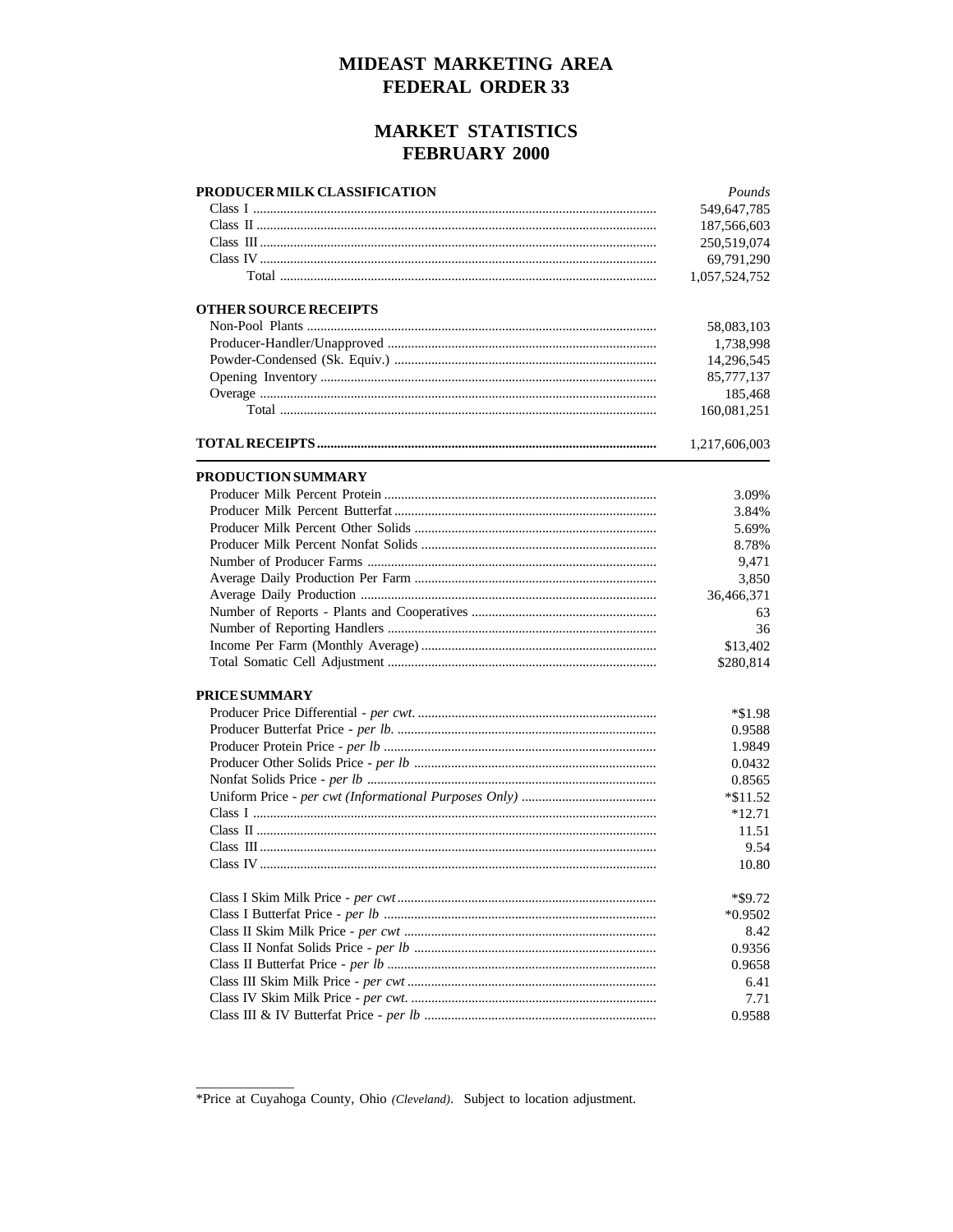# MIDEAST MARKETING AREA
# FEDERAL ORDER 33

## MARKET STATISTICS
## FEBRUARY 2000

| PRODUCER MILK CLASSIFICATION | *Pounds* |
|---|---|
| Class I | 549,647,785 |
| Class II | 187,566,603 |
| Class III | 250,519,074 |
| Class IV | 69,791,290 |
| Total | 1,057,524,752 |
| **OTHER SOURCE RECEIPTS** | |
| Non-Pool Plants | 58,083,103 |
| Producer-Handler/Unapproved | 1,738,998 |
| Powder-Condensed (Sk. Equiv.) | 14,296,545 |
| Opening Inventory | 85,777,137 |
| Overage | 185,468 |
| Total | 160,081,251 |
| **TOTAL RECEIPTS** | 1,217,606,003 |

| PRODUCTION SUMMARY | |
|---|---|
| Producer Milk Percent Protein | 3.09% |
| Producer Milk Percent Butterfat | 3.84% |
| Producer Milk Percent Other Solids | 5.69% |
| Producer Milk Percent Nonfat Solids | 8.78% |
| Number of Producer Farms | 9,471 |
| Average Daily Production Per Farm | 3,850 |
| Average Daily Production | 36,466,371 |
| Number of Reports - Plants and Cooperatives | 63 |
| Number of Reporting Handlers | 36 |
| Income Per Farm (Monthly Average) | $13,402 |
| Total Somatic Cell Adjustment | $280,814 |

| PRICE SUMMARY | |
|---|---|
| Producer Price Differential - *per cwt.* | *$1.98 |
| Producer Butterfat Price - *per lb.* | 0.9588 |
| Producer Protein Price - *per lb* | 1.9849 |
| Producer Other Solids Price - *per lb* | 0.0432 |
| Nonfat Solids Price - *per lb* | 0.8565 |
| Uniform Price - *per cwt (Informational Purposes Only)* | *$11.52 |
| Class I | *12.71 |
| Class II | 11.51 |
| Class III | 9.54 |
| Class IV | 10.80 |
| | |
| Class I Skim Milk Price - *per cwt* | *$9.72 |
| Class I Butterfat Price - *per lb* | *0.9502 |
| Class II Skim Milk Price - *per cwt* | 8.42 |
| Class II Nonfat Solids Price - *per lb* | 0.9356 |
| Class II Butterfat Price - *per lb* | 0.9658 |
| Class III Skim Milk Price - *per cwt* | 6.41 |
| Class IV Skim Milk Price - *per cwt.* | 7.71 |
| Class III & IV Butterfat Price - *per lb* | 0.9588 |

*Price at Cuyahoga County, Ohio *(Cleveland)*. Subject to location adjustment.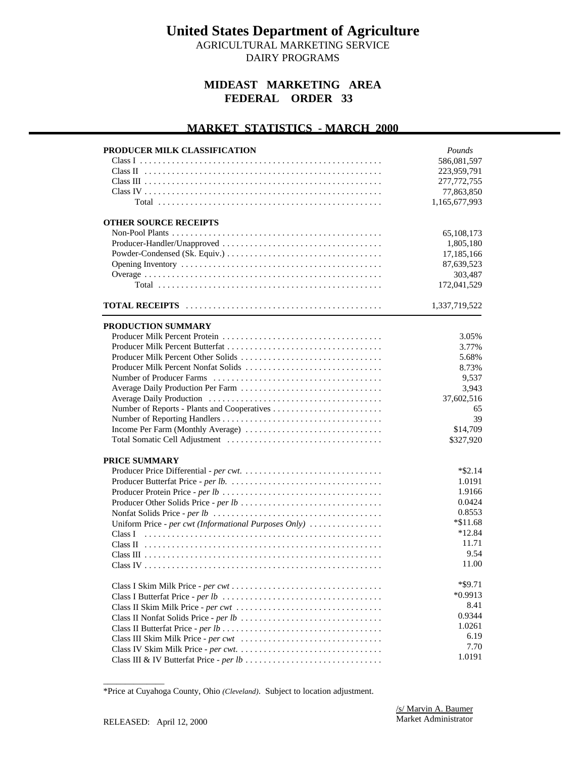# United States Department of Agriculture

AGRICULTURAL MARKETING SERVICE
DAIRY PROGRAMS

## MIDEAST MARKETING AREA
## FEDERAL ORDER 33

## MARKET STATISTICS - MARCH 2000

| **PRODUCER MILK CLASSIFICATION** | *Pounds* |
|---|---|
| Class I | 586,081,597 |
| Class II | 223,959,791 |
| Class III | 277,772,755 |
| Class IV | 77,863,850 |
| Total | 1,165,677,993 |
| | |
| **OTHER SOURCE RECEIPTS** | |
| Non-Pool Plants | 65,108,173 |
| Producer-Handler/Unapproved | 1,805,180 |
| Powder-Condensed (Sk. Equiv.) | 17,185,166 |
| Opening Inventory | 87,639,523 |
| Overage | 303,487 |
| Total | 172,041,529 |
| | |
| **TOTAL RECEIPTS** | 1,337,719,522 |

| **PRODUCTION SUMMARY** | |
|---|---|
| Producer Milk Percent Protein | 3.05% |
| Producer Milk Percent Butterfat | 3.77% |
| Producer Milk Percent Other Solids | 5.68% |
| Producer Milk Percent Nonfat Solids | 8.73% |
| Number of Producer Farms | 9,537 |
| Average Daily Production Per Farm | 3,943 |
| Average Daily Production | 37,602,516 |
| Number of Reports - Plants and Cooperatives | 65 |
| Number of Reporting Handlers | 39 |
| Income Per Farm (Monthly Average) | $14,709 |
| Total Somatic Cell Adjustment | $327,920 |
| | |
| **PRICE SUMMARY** | |
| Producer Price Differential - *per cwt.* | *$2.14 |
| Producer Butterfat Price - *per lb.* | 1.0191 |
| Producer Protein Price - *per lb* | 1.9166 |
| Producer Other Solids Price - *per lb* | 0.0424 |
| Nonfat Solids Price - *per lb* | 0.8553 |
| Uniform Price - *per cwt (Informational Purposes Only)* | *$11.68 |
| Class I | *12.84 |
| Class II | 11.71 |
| Class III | 9.54 |
| Class IV | 11.00 |
| | |
| Class I Skim Milk Price - *per cwt* | *$9.71 |
| Class I Butterfat Price - *per lb* | *0.9913 |
| Class II Skim Milk Price - *per cwt* | 8.41 |
| Class II Nonfat Solids Price - *per lb* | 0.9344 |
| Class II Butterfat Price - *per lb* | 1.0261 |
| Class III Skim Milk Price - *per cwt* | 6.19 |
| Class IV Skim Milk Price - *per cwt.* | 7.70 |
| Class III & IV Butterfat Price - *per lb* | 1.0191 |

*Price at Cuyahoga County, Ohio *(Cleveland)*. Subject to location adjustment.

RELEASED: April 12, 2000

/s/ Marvin A. Baumer
Market Administrator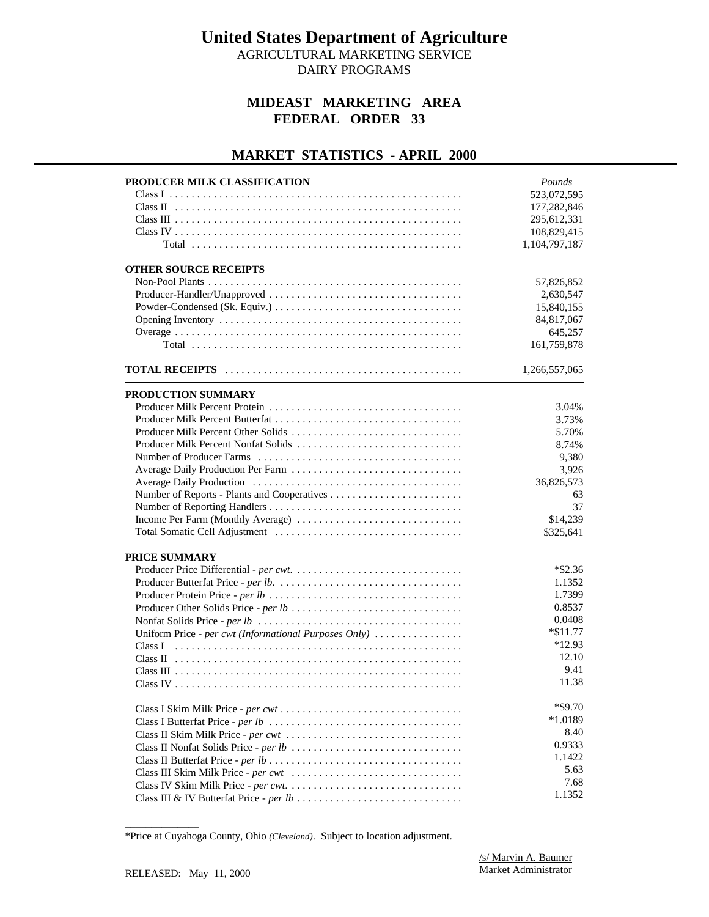# United States Department of Agriculture

AGRICULTURAL MARKETING SERVICE
DAIRY PROGRAMS

## MIDEAST MARKETING AREA
## FEDERAL ORDER 33

## MARKET STATISTICS - APRIL 2000

| PRODUCER MILK CLASSIFICATION | *Pounds* |
|---|---|
| Class I | 523,072,595 |
| Class II | 177,282,846 |
| Class III | 295,612,331 |
| Class IV | 108,829,415 |
| Total | 1,104,797,187 |
| **OTHER SOURCE RECEIPTS** | |
| Non-Pool Plants | 57,826,852 |
| Producer-Handler/Unapproved | 2,630,547 |
| Powder-Condensed (Sk. Equiv.) | 15,840,155 |
| Opening Inventory | 84,817,067 |
| Overage | 645,257 |
| Total | 161,759,878 |
| **TOTAL RECEIPTS** | 1,266,557,065 |

| PRODUCTION SUMMARY | |
|---|---|
| Producer Milk Percent Protein | 3.04% |
| Producer Milk Percent Butterfat | 3.73% |
| Producer Milk Percent Other Solids | 5.70% |
| Producer Milk Percent Nonfat Solids | 8.74% |
| Number of Producer Farms | 9,380 |
| Average Daily Production Per Farm | 3,926 |
| Average Daily Production | 36,826,573 |
| Number of Reports - Plants and Cooperatives | 63 |
| Number of Reporting Handlers | 37 |
| Income Per Farm (Monthly Average) | $14,239 |
| Total Somatic Cell Adjustment | $325,641 |

| PRICE SUMMARY | |
|---|---|
| Producer Price Differential - *per cwt.* | *$2.36 |
| Producer Butterfat Price - *per lb.* | 1.1352 |
| Producer Protein Price - *per lb* | 1.7399 |
| Producer Other Solids Price - *per lb* | 0.8537 |
| Nonfat Solids Price - *per lb* | 0.0408 |
| Uniform Price - *per cwt (Informational Purposes Only)* | *$11.77 |
| Class I | *12.93 |
| Class II | 12.10 |
| Class III | 9.41 |
| Class IV | 11.38 |
| Class I Skim Milk Price - *per cwt* | *$9.70 |
| Class I Butterfat Price - *per lb* | *1.0189 |
| Class II Skim Milk Price - *per cwt* | 8.40 |
| Class II Nonfat Solids Price - *per lb* | 0.9333 |
| Class II Butterfat Price - *per lb* | 1.1422 |
| Class III Skim Milk Price - *per cwt* | 5.63 |
| Class IV Skim Milk Price - *per cwt.* | 7.68 |
| Class III & IV Butterfat Price - *per lb* | 1.1352 |

*Price at Cuyahoga County, Ohio *(Cleveland)*. Subject to location adjustment.

RELEASED: May 11, 2000

/s/ Marvin A. Baumer
Market Administrator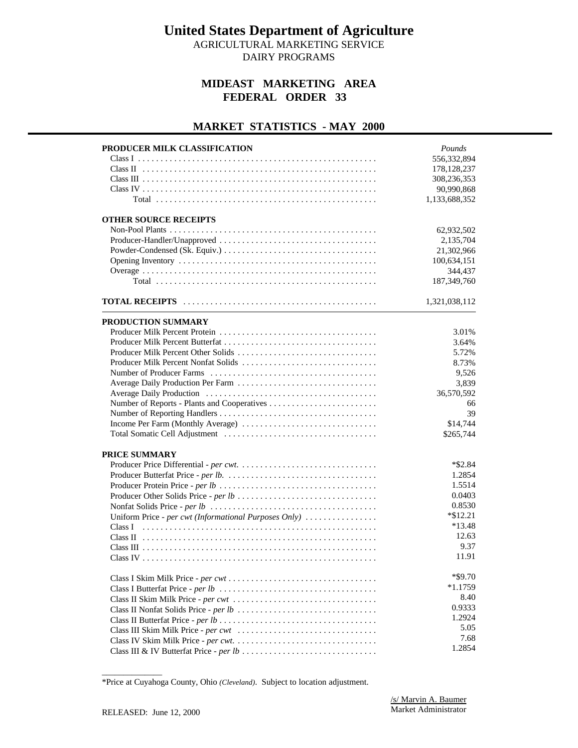# United States Department of Agriculture

AGRICULTURAL MARKETING SERVICE
DAIRY PROGRAMS

## MIDEAST MARKETING AREA
## FEDERAL ORDER 33

## MARKET STATISTICS - MAY 2000

| PRODUCER MILK CLASSIFICATION | *Pounds* |
|---|---|
| Class I | 556,332,894 |
| Class II | 178,128,237 |
| Class III | 308,236,353 |
| Class IV | 90,990,868 |
| Total | 1,133,688,352 |
| **OTHER SOURCE RECEIPTS** | |
| Non-Pool Plants | 62,932,502 |
| Producer-Handler/Unapproved | 2,135,704 |
| Powder-Condensed (Sk. Equiv.) | 21,302,966 |
| Opening Inventory | 100,634,151 |
| Overage | 344,437 |
| Total | 187,349,760 |
| **TOTAL RECEIPTS** | 1,321,038,112 |

| PRODUCTION SUMMARY | |
|---|---|
| Producer Milk Percent Protein | 3.01% |
| Producer Milk Percent Butterfat | 3.64% |
| Producer Milk Percent Other Solids | 5.72% |
| Producer Milk Percent Nonfat Solids | 8.73% |
| Number of Producer Farms | 9,526 |
| Average Daily Production Per Farm | 3,839 |
| Average Daily Production | 36,570,592 |
| Number of Reports - Plants and Cooperatives | 66 |
| Number of Reporting Handlers | 39 |
| Income Per Farm (Monthly Average) | $14,744 |
| Total Somatic Cell Adjustment | $265,744 |
| **PRICE SUMMARY** | |
| Producer Price Differential - *per cwt.* | *$2.84 |
| Producer Butterfat Price - *per lb.* | 1.2854 |
| Producer Protein Price - *per lb* | 1.5514 |
| Producer Other Solids Price - *per lb* | 0.0403 |
| Nonfat Solids Price - *per lb* | 0.8530 |
| Uniform Price - *per cwt (Informational Purposes Only)* | *$12.21 |
| Class I | *13.48 |
| Class II | 12.63 |
| Class III | 9.37 |
| Class IV | 11.91 |
| Class I Skim Milk Price - *per cwt* | *$9.70 |
| Class I Butterfat Price - *per lb* | *1.1759 |
| Class II Skim Milk Price - *per cwt* | 8.40 |
| Class II Nonfat Solids Price - *per lb* | 0.9333 |
| Class II Butterfat Price - *per lb* | 1.2924 |
| Class III Skim Milk Price - *per cwt* | 5.05 |
| Class IV Skim Milk Price - *per cwt.* | 7.68 |
| Class III & IV Butterfat Price - *per lb* | 1.2854 |

\_\_\_\_\_\_\_\_\_\_\_\_\_\_

*Price at Cuyahoga County, Ohio *(Cleveland)*. Subject to location adjustment.

RELEASED: June 12, 2000

/s/ Marvin A. Baumer
Market Administrator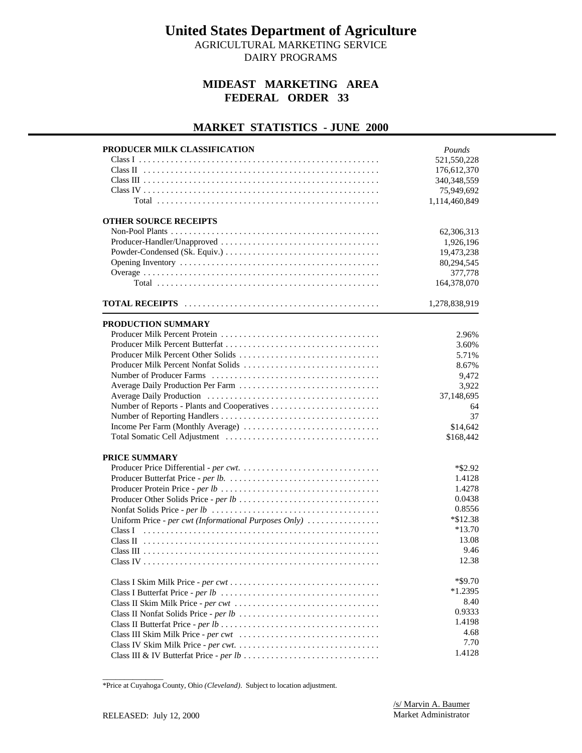# United States Department of Agriculture

AGRICULTURAL MARKETING SERVICE
DAIRY PROGRAMS

## MIDEAST MARKETING AREA
## FEDERAL ORDER 33

## MARKET STATISTICS - JUNE 2000

| PRODUCER MILK CLASSIFICATION | *Pounds* |
|---|---|
| Class I | 521,550,228 |
| Class II | 176,612,370 |
| Class III | 340,348,559 |
| Class IV | 75,949,692 |
| Total | 1,114,460,849 |
| **OTHER SOURCE RECEIPTS** | |
| Non-Pool Plants | 62,306,313 |
| Producer-Handler/Unapproved | 1,926,196 |
| Powder-Condensed (Sk. Equiv.) | 19,473,238 |
| Opening Inventory | 80,294,545 |
| Overage | 377,778 |
| Total | 164,378,070 |
| **TOTAL RECEIPTS** | 1,278,838,919 |

| PRODUCTION SUMMARY | |
|---|---|
| Producer Milk Percent Protein | 2.96% |
| Producer Milk Percent Butterfat | 3.60% |
| Producer Milk Percent Other Solids | 5.71% |
| Producer Milk Percent Nonfat Solids | 8.67% |
| Number of Producer Farms | 9,472 |
| Average Daily Production Per Farm | 3,922 |
| Average Daily Production | 37,148,695 |
| Number of Reports - Plants and Cooperatives | 64 |
| Number of Reporting Handlers | 37 |
| Income Per Farm (Monthly Average) | $14,642 |
| Total Somatic Cell Adjustment | $168,442 |
| **PRICE SUMMARY** | |
| Producer Price Differential - *per cwt.* | *$2.92 |
| Producer Butterfat Price - *per lb.* | 1.4128 |
| Producer Protein Price - *per lb* | 1.4278 |
| Producer Other Solids Price - *per lb* | 0.0438 |
| Nonfat Solids Price - *per lb* | 0.8556 |
| Uniform Price - *per cwt (Informational Purposes Only)* | *$12.38 |
| Class I | *13.70 |
| Class II | 13.08 |
| Class III | 9.46 |
| Class IV | 12.38 |
| Class I Skim Milk Price - *per cwt* | *$9.70 |
| Class I Butterfat Price - *per lb* | *1.2395 |
| Class II Skim Milk Price - *per cwt* | 8.40 |
| Class II Nonfat Solids Price - *per lb* | 0.9333 |
| Class II Butterfat Price - *per lb* | 1.4198 |
| Class III Skim Milk Price - *per cwt* | 4.68 |
| Class IV Skim Milk Price - *per cwt.* | 7.70 |
| Class III & IV Butterfat Price - *per lb* | 1.4128 |

*Price at Cuyahoga County, Ohio *(Cleveland)*. Subject to location adjustment.

RELEASED: July 12, 2000

/s/ Marvin A. Baumer
Market Administrator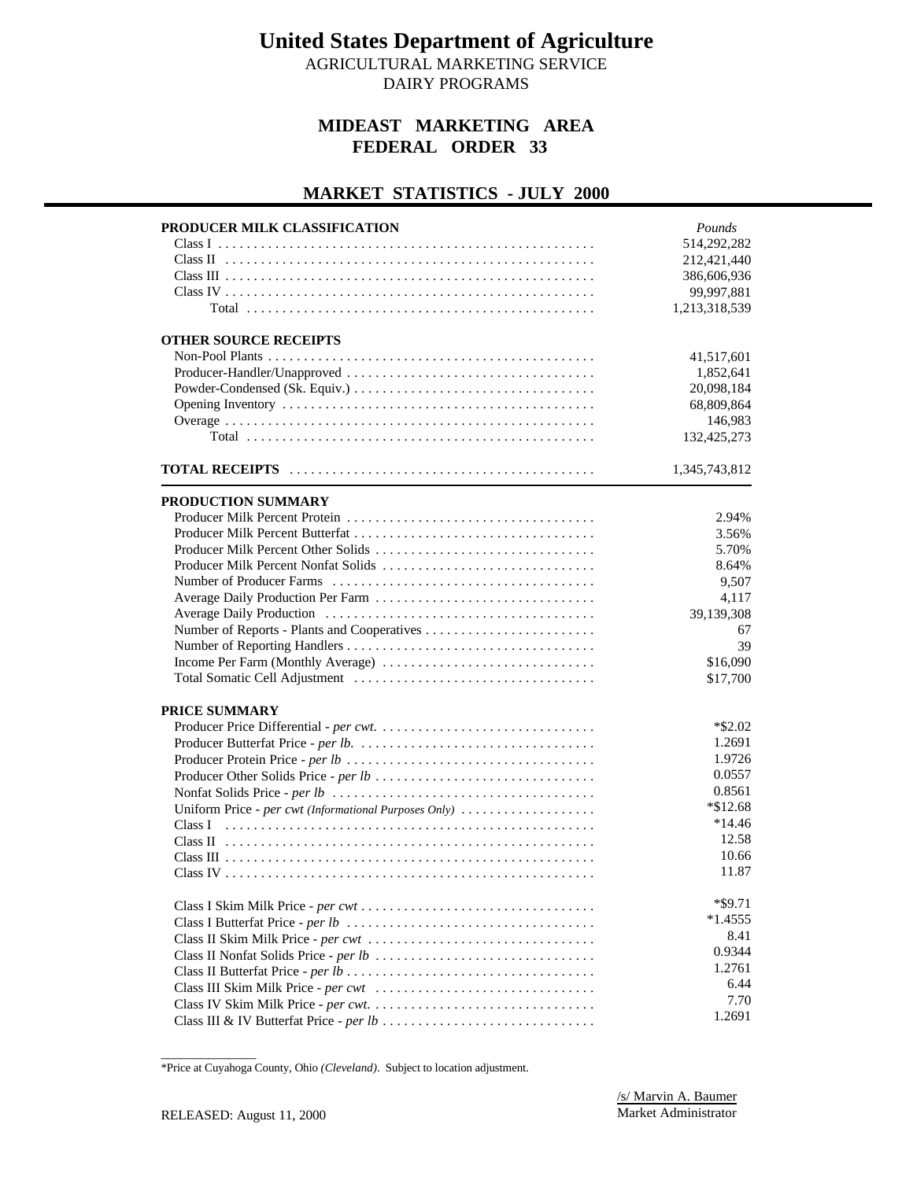# United States Department of Agriculture

AGRICULTURAL MARKETING SERVICE
DAIRY PROGRAMS

## MIDEAST MARKETING AREA
## FEDERAL ORDER 33

## MARKET STATISTICS - JULY 2000

| **PRODUCER MILK CLASSIFICATION** | *Pounds* |
|---|---|
| Class I | 514,292,282 |
| Class II | 212,421,440 |
| Class III | 386,606,936 |
| Class IV | 99,997,881 |
| Total | 1,213,318,539 |
| **OTHER SOURCE RECEIPTS** | |
| Non-Pool Plants | 41,517,601 |
| Producer-Handler/Unapproved | 1,852,641 |
| Powder-Condensed (Sk. Equiv.) | 20,098,184 |
| Opening Inventory | 68,809,864 |
| Overage | 146,983 |
| Total | 132,425,273 |
| **TOTAL RECEIPTS** | 1,345,743,812 |

| **PRODUCTION SUMMARY** | |
|---|---|
| Producer Milk Percent Protein | 2.94% |
| Producer Milk Percent Butterfat | 3.56% |
| Producer Milk Percent Other Solids | 5.70% |
| Producer Milk Percent Nonfat Solids | 8.64% |
| Number of Producer Farms | 9,507 |
| Average Daily Production Per Farm | 4,117 |
| Average Daily Production | 39,139,308 |
| Number of Reports - Plants and Cooperatives | 67 |
| Number of Reporting Handlers | 39 |
| Income Per Farm (Monthly Average) | $16,090 |
| Total Somatic Cell Adjustment | $17,700 |

| **PRICE SUMMARY** | |
|---|---|
| Producer Price Differential - *per cwt.* | *$2.02 |
| Producer Butterfat Price - *per lb.* | 1.2691 |
| Producer Protein Price - *per lb* | 1.9726 |
| Producer Other Solids Price - *per lb* | 0.0557 |
| Nonfat Solids Price - *per lb* | 0.8561 |
| Uniform Price - *per cwt (Informational Purposes Only)* | *$12.68 |
| Class I | *14.46 |
| Class II | 12.58 |
| Class III | 10.66 |
| Class IV | 11.87 |
| Class I Skim Milk Price - *per cwt* | *$9.71 |
| Class I Butterfat Price - *per lb* | *1.4555 |
| Class II Skim Milk Price - *per cwt* | 8.41 |
| Class II Nonfat Solids Price - *per lb* | 0.9344 |
| Class II Butterfat Price - *per lb* | 1.2761 |
| Class III Skim Milk Price - *per cwt* | 6.44 |
| Class IV Skim Milk Price - *per cwt.* | 7.70 |
| Class III & IV Butterfat Price - *per lb* | 1.2691 |

*Price at Cuyahoga County, Ohio *(Cleveland)*. Subject to location adjustment.

RELEASED: August 11, 2000

/s/ Marvin A. Baumer
Market Administrator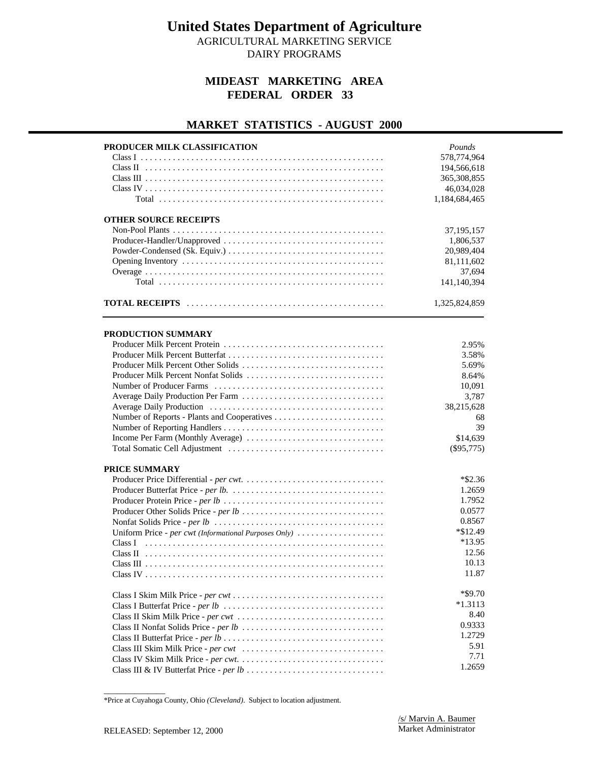# United States Department of Agriculture

AGRICULTURAL MARKETING SERVICE

DAIRY PROGRAMS

## MIDEAST MARKETING AREA
## FEDERAL ORDER 33

## MARKET STATISTICS - AUGUST 2000

| **PRODUCER MILK CLASSIFICATION** | *Pounds* |
|---|---|
| Class I | 578,774,964 |
| Class II | 194,566,618 |
| Class III | 365,308,855 |
| Class IV | 46,034,028 |
| Total | 1,184,684,465 |
| **OTHER SOURCE RECEIPTS** | |
| Non-Pool Plants | 37,195,157 |
| Producer-Handler/Unapproved | 1,806,537 |
| Powder-Condensed (Sk. Equiv.) | 20,989,404 |
| Opening Inventory | 81,111,602 |
| Overage | 37,694 |
| Total | 141,140,394 |
| **TOTAL RECEIPTS** | 1,325,824,859 |

| **PRODUCTION SUMMARY** | |
|---|---|
| Producer Milk Percent Protein | 2.95% |
| Producer Milk Percent Butterfat | 3.58% |
| Producer Milk Percent Other Solids | 5.69% |
| Producer Milk Percent Nonfat Solids | 8.64% |
| Number of Producer Farms | 10,091 |
| Average Daily Production Per Farm | 3,787 |
| Average Daily Production | 38,215,628 |
| Number of Reports - Plants and Cooperatives | 68 |
| Number of Reporting Handlers | 39 |
| Income Per Farm (Monthly Average) | $14,639 |
| Total Somatic Cell Adjustment | ($95,775) |
| **PRICE SUMMARY** | |
| Producer Price Differential - *per cwt.* | *$2.36 |
| Producer Butterfat Price - *per lb.* | 1.2659 |
| Producer Protein Price - *per lb* | 1.7952 |
| Producer Other Solids Price - *per lb* | 0.0577 |
| Nonfat Solids Price - *per lb* | 0.8567 |
| Uniform Price - *per cwt (Informational Purposes Only)* | *$12.49 |
| Class I | *13.95 |
| Class II | 12.56 |
| Class III | 10.13 |
| Class IV | 11.87 |
| Class I Skim Milk Price - *per cwt* | *$9.70 |
| Class I Butterfat Price - *per lb* | *1.3113 |
| Class II Skim Milk Price - *per cwt* | 8.40 |
| Class II Nonfat Solids Price - *per lb* | 0.9333 |
| Class II Butterfat Price - *per lb* | 1.2729 |
| Class III Skim Milk Price - *per cwt* | 5.91 |
| Class IV Skim Milk Price - *per cwt.* | 7.71 |
| Class III & IV Butterfat Price - *per lb* | 1.2659 |

\*Price at Cuyahoga County, Ohio *(Cleveland)*. Subject to location adjustment.

RELEASED: September 12, 2000

/s/ Marvin A. Baumer
Market Administrator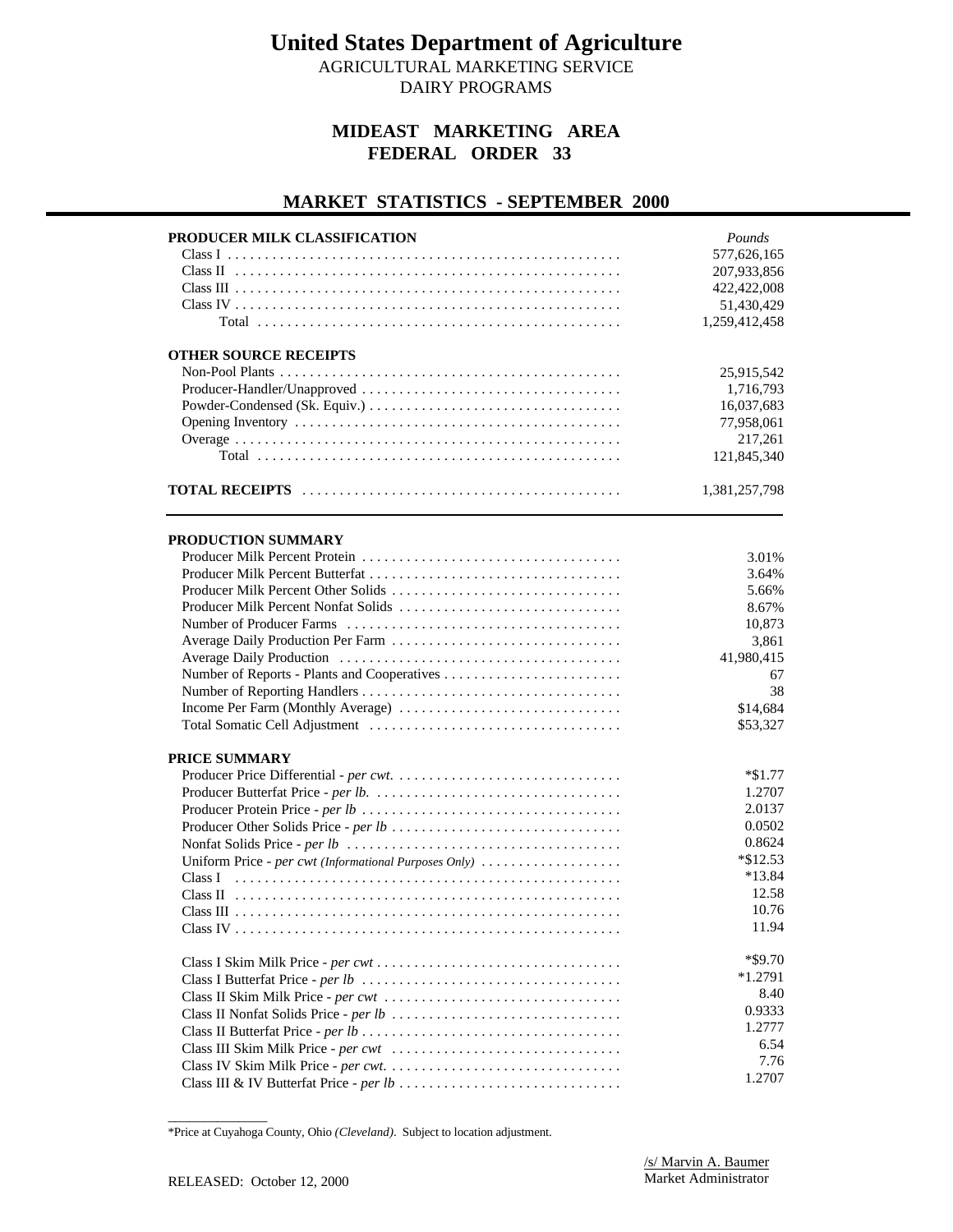# United States Department of Agriculture

AGRICULTURAL MARKETING SERVICE
DAIRY PROGRAMS

## MIDEAST MARKETING AREA
## FEDERAL ORDER 33

## MARKET STATISTICS - SEPTEMBER 2000

| PRODUCER MILK CLASSIFICATION | *Pounds* |
|---|---|
| Class I | 577,626,165 |
| Class II | 207,933,856 |
| Class III | 422,422,008 |
| Class IV | 51,430,429 |
| Total | 1,259,412,458 |
| **OTHER SOURCE RECEIPTS** | |
| Non-Pool Plants | 25,915,542 |
| Producer-Handler/Unapproved | 1,716,793 |
| Powder-Condensed (Sk. Equiv.) | 16,037,683 |
| Opening Inventory | 77,958,061 |
| Overage | 217,261 |
| Total | 121,845,340 |
| **TOTAL RECEIPTS** | 1,381,257,798 |

| PRODUCTION SUMMARY | |
|---|---|
| Producer Milk Percent Protein | 3.01% |
| Producer Milk Percent Butterfat | 3.64% |
| Producer Milk Percent Other Solids | 5.66% |
| Producer Milk Percent Nonfat Solids | 8.67% |
| Number of Producer Farms | 10,873 |
| Average Daily Production Per Farm | 3,861 |
| Average Daily Production | 41,980,415 |
| Number of Reports - Plants and Cooperatives | 67 |
| Number of Reporting Handlers | 38 |
| Income Per Farm (Monthly Average) | $14,684 |
| Total Somatic Cell Adjustment | $53,327 |
| **PRICE SUMMARY** | |
| Producer Price Differential - *per cwt.* | *$1.77 |
| Producer Butterfat Price - *per lb.* | 1.2707 |
| Producer Protein Price - *per lb* | 2.0137 |
| Producer Other Solids Price - *per lb* | 0.0502 |
| Nonfat Solids Price - *per lb* | 0.8624 |
| Uniform Price - *per cwt (Informational Purposes Only)* | *$12.53 |
| Class I | *13.84 |
| Class II | 12.58 |
| Class III | 10.76 |
| Class IV | 11.94 |
| Class I Skim Milk Price - *per cwt* | *$9.70 |
| Class I Butterfat Price - *per lb* | *1.2791 |
| Class II Skim Milk Price - *per cwt* | 8.40 |
| Class II Nonfat Solids Price - *per lb* | 0.9333 |
| Class II Butterfat Price - *per lb* | 1.2777 |
| Class III Skim Milk Price - *per cwt* | 6.54 |
| Class IV Skim Milk Price - *per cwt.* | 7.76 |
| Class III & IV Butterfat Price - *per lb* | 1.2707 |

*Price at Cuyahoga County, Ohio *(Cleveland)*. Subject to location adjustment.

RELEASED: October 12, 2000

/s/ Marvin A. Baumer
Market Administrator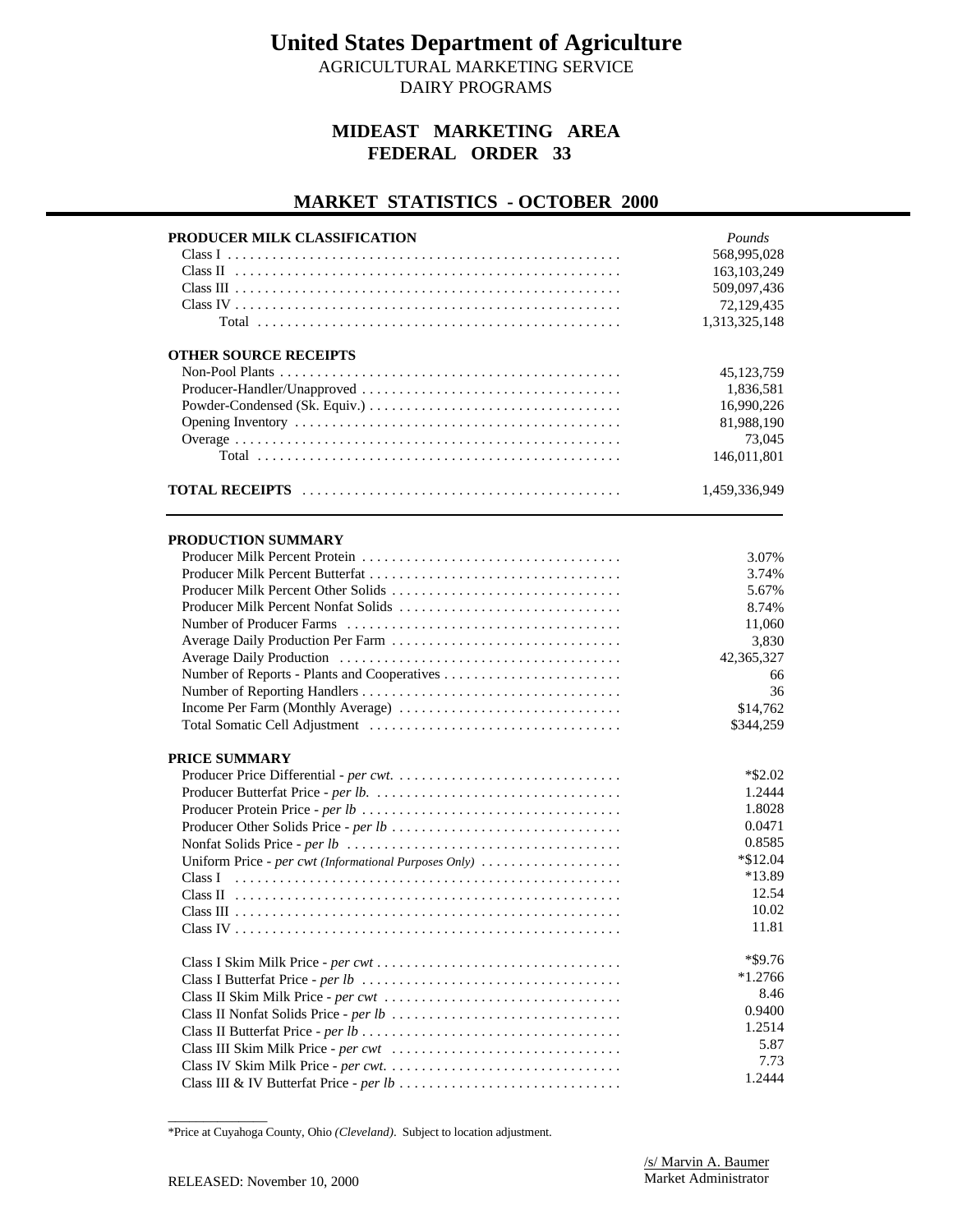# United States Department of Agriculture

AGRICULTURAL MARKETING SERVICE
DAIRY PROGRAMS

## MIDEAST MARKETING AREA
## FEDERAL ORDER 33

## MARKET STATISTICS - OCTOBER 2000

| PRODUCER MILK CLASSIFICATION | *Pounds* |
|---|---|
| Class I | 568,995,028 |
| Class II | 163,103,249 |
| Class III | 509,097,436 |
| Class IV | 72,129,435 |
| Total | 1,313,325,148 |

| OTHER SOURCE RECEIPTS | |
|---|---|
| Non-Pool Plants | 45,123,759 |
| Producer-Handler/Unapproved | 1,836,581 |
| Powder-Condensed (Sk. Equiv.) | 16,990,226 |
| Opening Inventory | 81,988,190 |
| Overage | 73,045 |
| Total | 146,011,801 |

| | |
|---|---|
| **TOTAL RECEIPTS** | 1,459,336,949 |

| PRODUCTION SUMMARY | |
|---|---|
| Producer Milk Percent Protein | 3.07% |
| Producer Milk Percent Butterfat | 3.74% |
| Producer Milk Percent Other Solids | 5.67% |
| Producer Milk Percent Nonfat Solids | 8.74% |
| Number of Producer Farms | 11,060 |
| Average Daily Production Per Farm | 3,830 |
| Average Daily Production | 42,365,327 |
| Number of Reports - Plants and Cooperatives | 66 |
| Number of Reporting Handlers | 36 |
| Income Per Farm (Monthly Average) | $14,762 |
| Total Somatic Cell Adjustment | $344,259 |

| PRICE SUMMARY | |
|---|---|
| Producer Price Differential - *per cwt.* | *$2.02 |
| Producer Butterfat Price - *per lb.* | 1.2444 |
| Producer Protein Price - *per lb* | 1.8028 |
| Producer Other Solids Price - *per lb* | 0.0471 |
| Nonfat Solids Price - *per lb* | 0.8585 |
| Uniform Price - *per cwt (Informational Purposes Only)* | *$12.04 |
| Class I | *13.89 |
| Class II | 12.54 |
| Class III | 10.02 |
| Class IV | 11.81 |
| | |
| Class I Skim Milk Price - *per cwt* | *$9.76 |
| Class I Butterfat Price - *per lb* | *1.2766 |
| Class II Skim Milk Price - *per cwt* | 8.46 |
| Class II Nonfat Solids Price - *per lb* | 0.9400 |
| Class II Butterfat Price - *per lb* | 1.2514 |
| Class III Skim Milk Price - *per cwt* | 5.87 |
| Class IV Skim Milk Price - *per cwt.* | 7.73 |
| Class III & IV Butterfat Price - *per lb* | 1.2444 |

*Price at Cuyahoga County, Ohio *(Cleveland)*. Subject to location adjustment.

/s/ Marvin A. Baumer
Market Administrator

RELEASED: November 10, 2000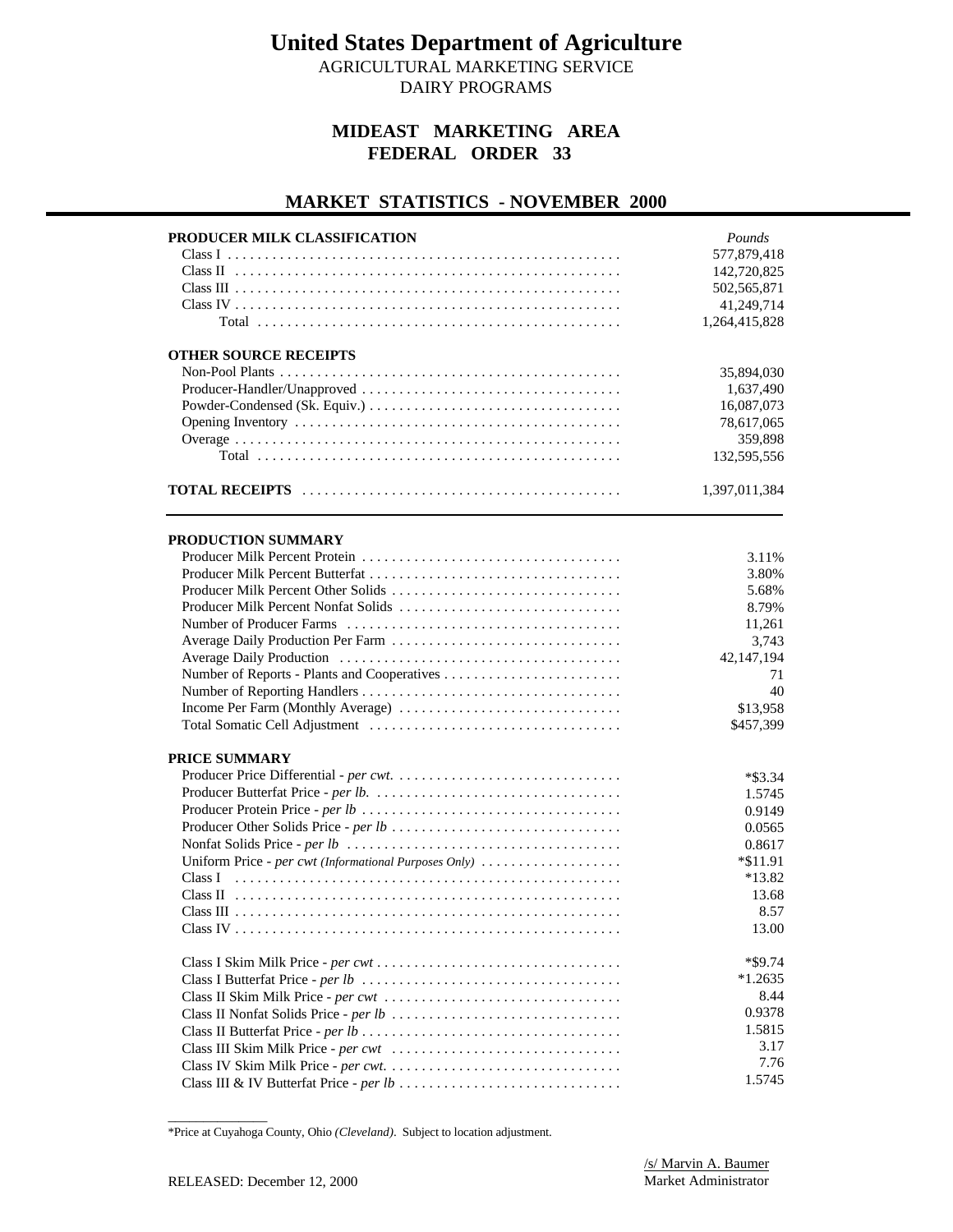# United States Department of Agriculture

AGRICULTURAL MARKETING SERVICE
DAIRY PROGRAMS

## MIDEAST MARKETING AREA
## FEDERAL ORDER 33

## MARKET STATISTICS - NOVEMBER 2000

| PRODUCER MILK CLASSIFICATION | *Pounds* |
|---|---|
| Class I | 577,879,418 |
| Class II | 142,720,825 |
| Class III | 502,565,871 |
| Class IV | 41,249,714 |
| Total | 1,264,415,828 |

| OTHER SOURCE RECEIPTS | |
|---|---|
| Non-Pool Plants | 35,894,030 |
| Producer-Handler/Unapproved | 1,637,490 |
| Powder-Condensed (Sk. Equiv.) | 16,087,073 |
| Opening Inventory | 78,617,065 |
| Overage | 359,898 |
| Total | 132,595,556 |

| **TOTAL RECEIPTS** | 1,397,011,384 |
|---|---|

| PRODUCTION SUMMARY | |
|---|---|
| Producer Milk Percent Protein | 3.11% |
| Producer Milk Percent Butterfat | 3.80% |
| Producer Milk Percent Other Solids | 5.68% |
| Producer Milk Percent Nonfat Solids | 8.79% |
| Number of Producer Farms | 11,261 |
| Average Daily Production Per Farm | 3,743 |
| Average Daily Production | 42,147,194 |
| Number of Reports - Plants and Cooperatives | 71 |
| Number of Reporting Handlers | 40 |
| Income Per Farm (Monthly Average) | $13,958 |
| Total Somatic Cell Adjustment | $457,399 |

| PRICE SUMMARY | |
|---|---|
| Producer Price Differential - *per cwt.* | *$3.34 |
| Producer Butterfat Price - *per lb.* | 1.5745 |
| Producer Protein Price - *per lb* | 0.9149 |
| Producer Other Solids Price - *per lb* | 0.0565 |
| Nonfat Solids Price - *per lb* | 0.8617 |
| Uniform Price - *per cwt (Informational Purposes Only)* | *$11.91 |
| Class I | *13.82 |
| Class II | 13.68 |
| Class III | 8.57 |
| Class IV | 13.00 |
| | |
| Class I Skim Milk Price - *per cwt* | *$9.74 |
| Class I Butterfat Price - *per lb* | *1.2635 |
| Class II Skim Milk Price - *per cwt* | 8.44 |
| Class II Nonfat Solids Price - *per lb* | 0.9378 |
| Class II Butterfat Price - *per lb* | 1.5815 |
| Class III Skim Milk Price - *per cwt* | 3.17 |
| Class IV Skim Milk Price - *per cwt.* | 7.76 |
| Class III & IV Butterfat Price - *per lb* | 1.5745 |

*Price at Cuyahoga County, Ohio *(Cleveland)*. Subject to location adjustment.

RELEASED: December 12, 2000

/s/ Marvin A. Baumer
Market Administrator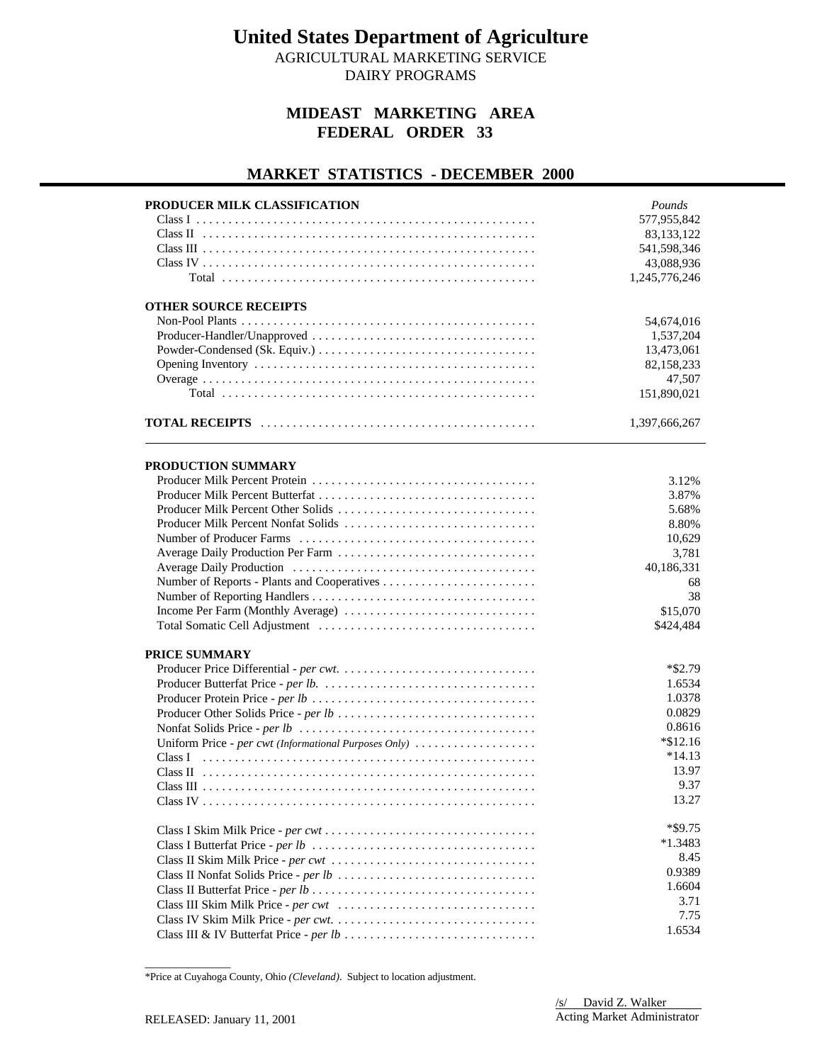# United States Department of Agriculture

AGRICULTURAL MARKETING SERVICE
DAIRY PROGRAMS

## MIDEAST MARKETING AREA
## FEDERAL ORDER 33

## MARKET STATISTICS - DECEMBER 2000

| **PRODUCER MILK CLASSIFICATION** | *Pounds* |
| --- | --- |
| Class I | 577,955,842 |
| Class II | 83,133,122 |
| Class III | 541,598,346 |
| Class IV | 43,088,936 |
| Total | 1,245,776,246 |
| **OTHER SOURCE RECEIPTS** | |
| Non-Pool Plants | 54,674,016 |
| Producer-Handler/Unapproved | 1,537,204 |
| Powder-Condensed (Sk. Equiv.) | 13,473,061 |
| Opening Inventory | 82,158,233 |
| Overage | 47,507 |
| Total | 151,890,021 |
| **TOTAL RECEIPTS** | 1,397,666,267 |

| **PRODUCTION SUMMARY** | |
| --- | --- |
| Producer Milk Percent Protein | 3.12% |
| Producer Milk Percent Butterfat | 3.87% |
| Producer Milk Percent Other Solids | 5.68% |
| Producer Milk Percent Nonfat Solids | 8.80% |
| Number of Producer Farms | 10,629 |
| Average Daily Production Per Farm | 3,781 |
| Average Daily Production | 40,186,331 |
| Number of Reports - Plants and Cooperatives | 68 |
| Number of Reporting Handlers | 38 |
| Income Per Farm (Monthly Average) | $15,070 |
| Total Somatic Cell Adjustment | $424,484 |
| **PRICE SUMMARY** | |
| Producer Price Differential - *per cwt.* | *$2.79 |
| Producer Butterfat Price - *per lb.* | 1.6534 |
| Producer Protein Price - *per lb* | 1.0378 |
| Producer Other Solids Price - *per lb* | 0.0829 |
| Nonfat Solids Price - *per lb* | 0.8616 |
| Uniform Price - *per cwt (Informational Purposes Only)* | *$12.16 |
| Class I | *14.13 |
| Class II | 13.97 |
| Class III | 9.37 |
| Class IV | 13.27 |
| Class I Skim Milk Price - *per cwt* | *$9.75 |
| Class I Butterfat Price - *per lb* | *1.3483 |
| Class II Skim Milk Price - *per cwt* | 8.45 |
| Class II Nonfat Solids Price - *per lb* | 0.9389 |
| Class II Butterfat Price - *per lb* | 1.6604 |
| Class III Skim Milk Price - *per cwt* | 3.71 |
| Class IV Skim Milk Price - *per cwt.* | 7.75 |
| Class III & IV Butterfat Price - *per lb* | 1.6534 |

*Price at Cuyahoga County, Ohio *(Cleveland)*. Subject to location adjustment.

RELEASED: January 11, 2001

/s/ David Z. Walker
Acting Market Administrator